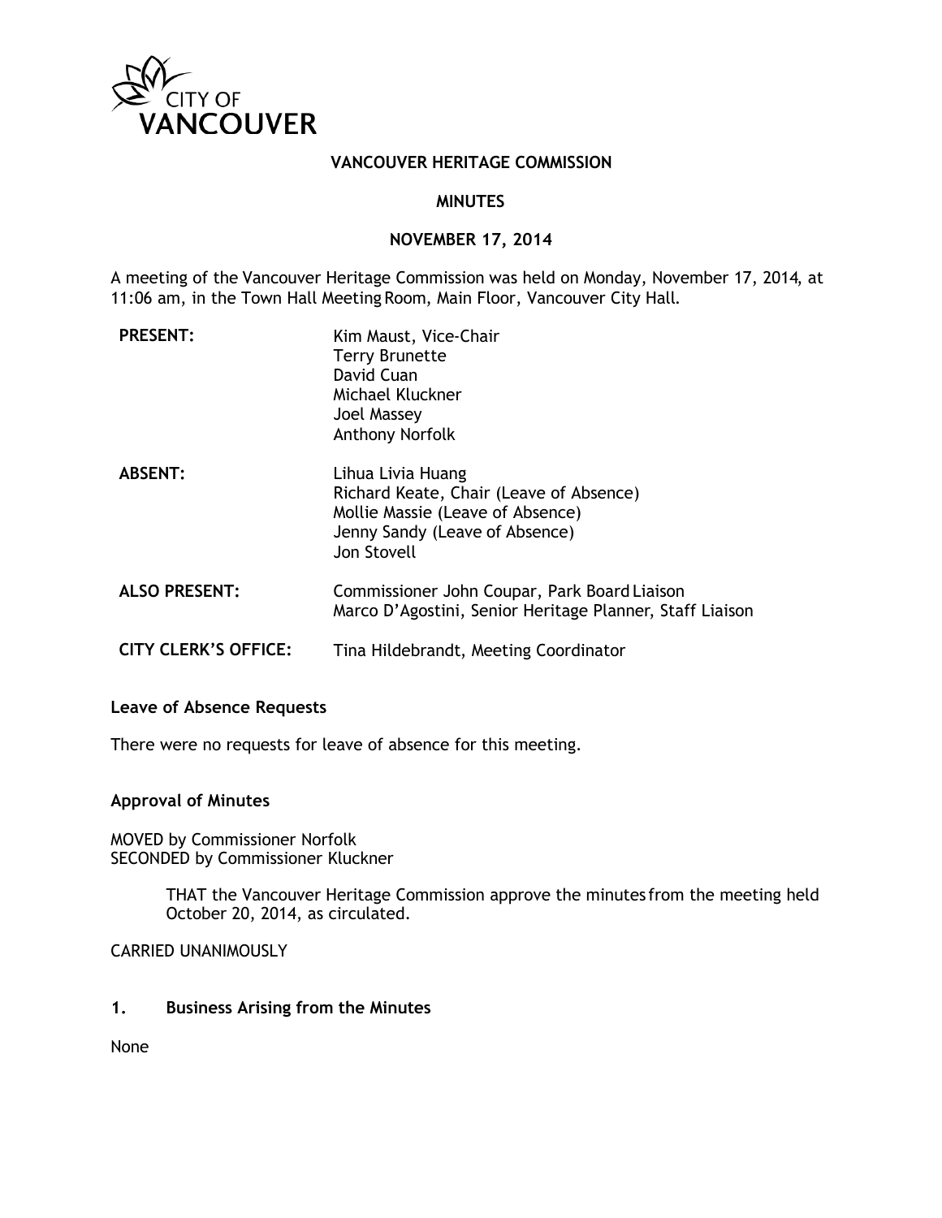CITY OF VANCOUVER

# VANCOUVER HERITAGE COMMISSION

## MINUTES

## NOVEMBER 17, 2014

A meeting of the Vancouver Heritage Commission was held on Monday, November 17, 2014, at 11:06 am, in the Town Hall Meeting Room, Main Floor, Vancouver City Hall.

| | |
|---|---|
| **PRESENT:** | Kim Maust, Vice-Chair<br>Terry Brunette<br>David Cuan<br>Michael Kluckner<br>Joel Massey<br>Anthony Norfolk |
| **ABSENT:** | Lihua Livia Huang<br>Richard Keate, Chair (Leave of Absence)<br>Mollie Massie (Leave of Absence)<br>Jenny Sandy (Leave of Absence)<br>Jon Stovell |
| **ALSO PRESENT:** | Commissioner John Coupar, Park Board Liaison<br>Marco D'Agostini, Senior Heritage Planner, Staff Liaison |
| **CITY CLERK'S OFFICE:** | Tina Hildebrandt, Meeting Coordinator |

### Leave of Absence Requests

There were no requests for leave of absence for this meeting.

### Approval of Minutes

MOVED by Commissioner Norfolk
SECONDED by Commissioner Kluckner

> THAT the Vancouver Heritage Commission approve the minutes from the meeting held October 20, 2014, as circulated.

CARRIED UNANIMOUSLY

### 1. Business Arising from the Minutes

None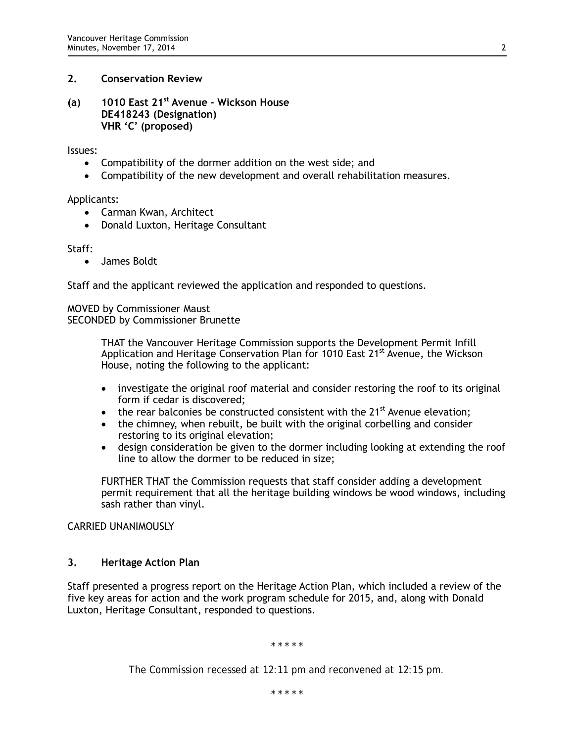## 2. Conservation Review

### (a) 1010 East 21st Avenue - Wickson House
**DE418243 (Designation)**
**VHR 'C' (proposed)**

Issues:

- Compatibility of the dormer addition on the west side; and
- Compatibility of the new development and overall rehabilitation measures.

Applicants:

- Carman Kwan, Architect
- Donald Luxton, Heritage Consultant

Staff:

- James Boldt

Staff and the applicant reviewed the application and responded to questions.

MOVED by Commissioner Maust
SECONDED by Commissioner Brunette

> THAT the Vancouver Heritage Commission supports the Development Permit Infill Application and Heritage Conservation Plan for 1010 East 21st Avenue, the Wickson House, noting the following to the applicant:
>
> - investigate the original roof material and consider restoring the roof to its original form if cedar is discovered;
> - the rear balconies be constructed consistent with the 21st Avenue elevation;
> - the chimney, when rebuilt, be built with the original corbelling and consider restoring to its original elevation;
> - design consideration be given to the dormer including looking at extending the roof line to allow the dormer to be reduced in size;
>
> FURTHER THAT the Commission requests that staff consider adding a development permit requirement that all the heritage building windows be wood windows, including sash rather than vinyl.

CARRIED UNANIMOUSLY

## 3. Heritage Action Plan

Staff presented a progress report on the Heritage Action Plan, which included a review of the five key areas for action and the work program schedule for 2015, and, along with Donald Luxton, Heritage Consultant, responded to questions.

\* \* \* \* \*

*The Commission recessed at 12:11 pm and reconvened at 12:15 pm.*

\* \* \* \* \*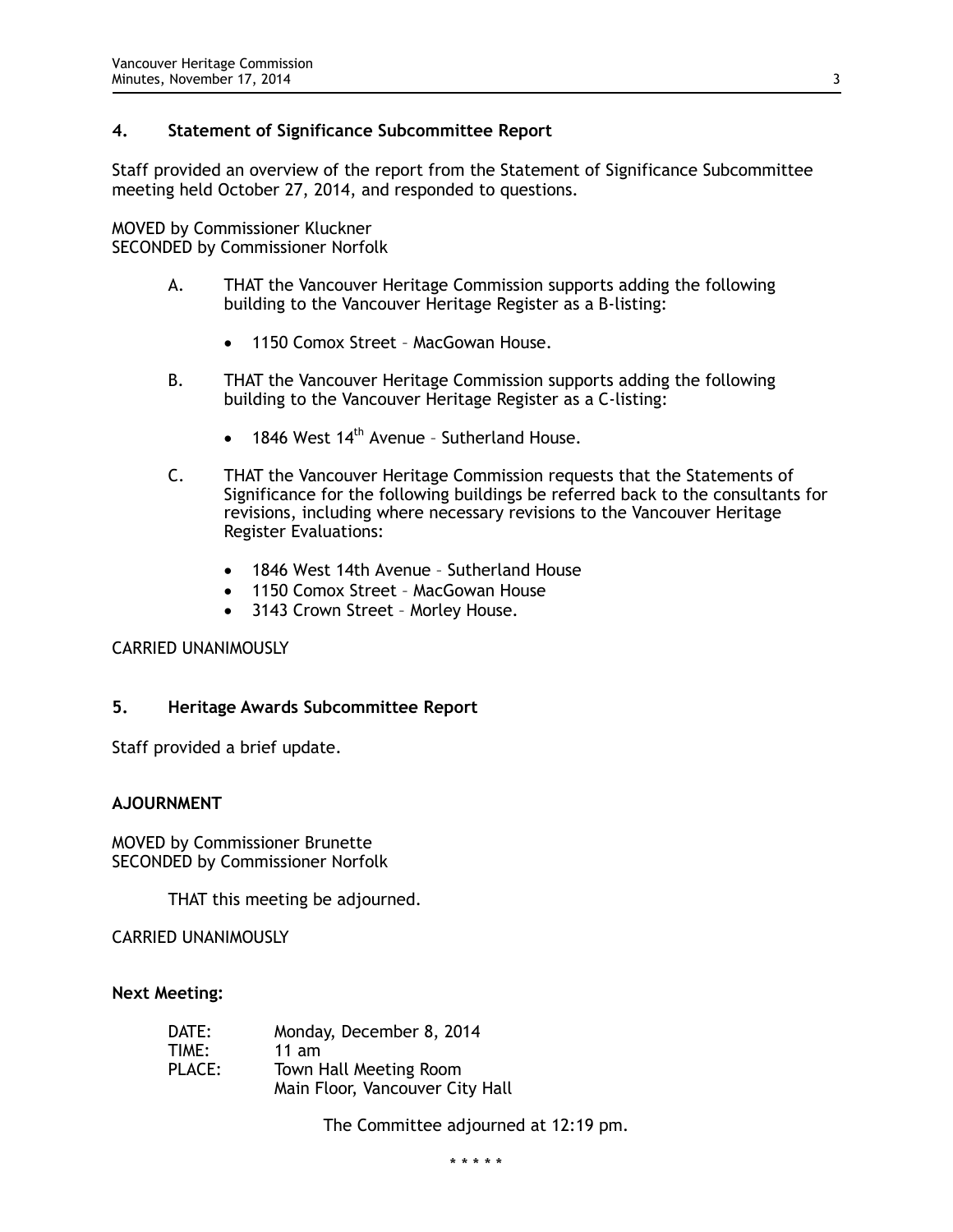## 4. Statement of Significance Subcommittee Report

Staff provided an overview of the report from the Statement of Significance Subcommittee meeting held October 27, 2014, and responded to questions.

MOVED by Commissioner Kluckner
SECONDED by Commissioner Norfolk

A. THAT the Vancouver Heritage Commission supports adding the following building to the Vancouver Heritage Register as a B-listing:

- 1150 Comox Street – MacGowan House.

B. THAT the Vancouver Heritage Commission supports adding the following building to the Vancouver Heritage Register as a C-listing:

- 1846 West 14th Avenue – Sutherland House.

C. THAT the Vancouver Heritage Commission requests that the Statements of Significance for the following buildings be referred back to the consultants for revisions, including where necessary revisions to the Vancouver Heritage Register Evaluations:

- 1846 West 14th Avenue – Sutherland House
- 1150 Comox Street – MacGowan House
- 3143 Crown Street – Morley House.

CARRIED UNANIMOUSLY

## 5. Heritage Awards Subcommittee Report

Staff provided a brief update.

## AJOURNMENT

MOVED by Commissioner Brunette
SECONDED by Commissioner Norfolk

THAT this meeting be adjourned.

CARRIED UNANIMOUSLY

**Next Meeting:**

| | |
|---|---|
| DATE: | Monday, December 8, 2014 |
| TIME: | 11 am |
| PLACE: | Town Hall Meeting Room<br>Main Floor, Vancouver City Hall |

The Committee adjourned at 12:19 pm.

\* \* \* \* \*